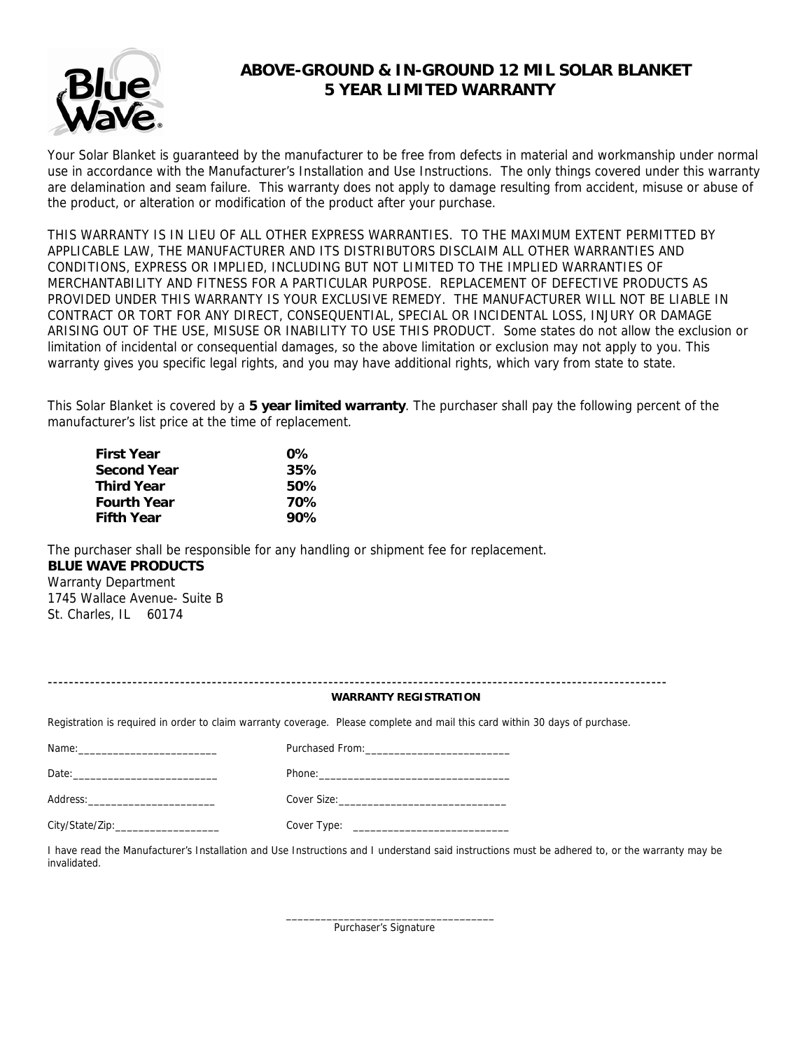# ABOVE-GROUND & IN-GROUND 12 MIL SOLAR BLANKET 5 YEAR LIMITED WARRANTY

Your Solar Blanket is guaranteed by the manufacturer to be free from defects in material and workmanship under normal use in accordance with the Manufacturer's Installation and Use Instructions. The only things covered under this warranty are delamination and seam failure. This warranty does not apply to damage resulting from accident, misuse or abuse of the product, or alteration or modification of the product after your purchase.

THIS WARRANTY IS IN LIEU OF ALL OTHER EXPRESS WARRANTIES. TO THE MAXIMUM EXTENT PERMITTED BY APPLICABLE LAW, THE MANUFACTURER AND ITS DISTRIBUTORS DISCLAIM ALL OTHER WARRANTIES AND CONDITIONS, EXPRESS OR IMPLIED, INCLUDING BUT NOT LIMITED TO THE IMPLIED WARRANTIES OF MERCHANTABILITY AND FITNESS FOR A PARTICULAR PURPOSE. REPLACEMENT OF DEFECTIVE PRODUCTS AS PROVIDED UNDER THIS WARRANTY IS YOUR EXCLUSIVE REMEDY. THE MANUFACTURER WILL NOT BE LIABLE IN CONTRACT OR TORT FOR ANY DIRECT, CONSEQUENTIAL, SPECIAL OR INCIDENTAL LOSS, INJURY OR DAMAGE ARISING OUT OF THE USE, MISUSE OR INABILITY TO USE THIS PRODUCT. Some states do not allow the exclusion or limitation of incidental or consequential damages, so the above limitation or exclusion may not apply to you. This warranty gives you specific legal rights, and you may have additional rights, which vary from state to state.

This Solar Blanket is covered by a **5 year limited warranty**. The purchaser shall pay the following percent of the manufacturer's list price at the time of replacement.

| | |
|---|---|
| **First Year** | **0%** |
| **Second Year** | **35%** |
| **Third Year** | **50%** |
| **Fourth Year** | **70%** |
| **Fifth Year** | **90%** |

The purchaser shall be responsible for any handling or shipment fee for replacement.

**BLUE WAVE PRODUCTS**
Warranty Department
1745 Wallace Avenue- Suite B
St. Charles, IL 60174

---

**WARRANTY REGISTRATION**

Registration is required in order to claim warranty coverage. Please complete and mail this card within 30 days of purchase.

Name:_________________________ Purchased From:_________________________

Date:_________________________ Phone:__________________________________

Address:______________________ Cover Size:_____________________________

City/State/Zip:_________________ Cover Type: ___________________________

I have read the Manufacturer's Installation and Use Instructions and I understand said instructions must be adhered to, or the warranty may be invalidated.

_____________________________________
Purchaser's Signature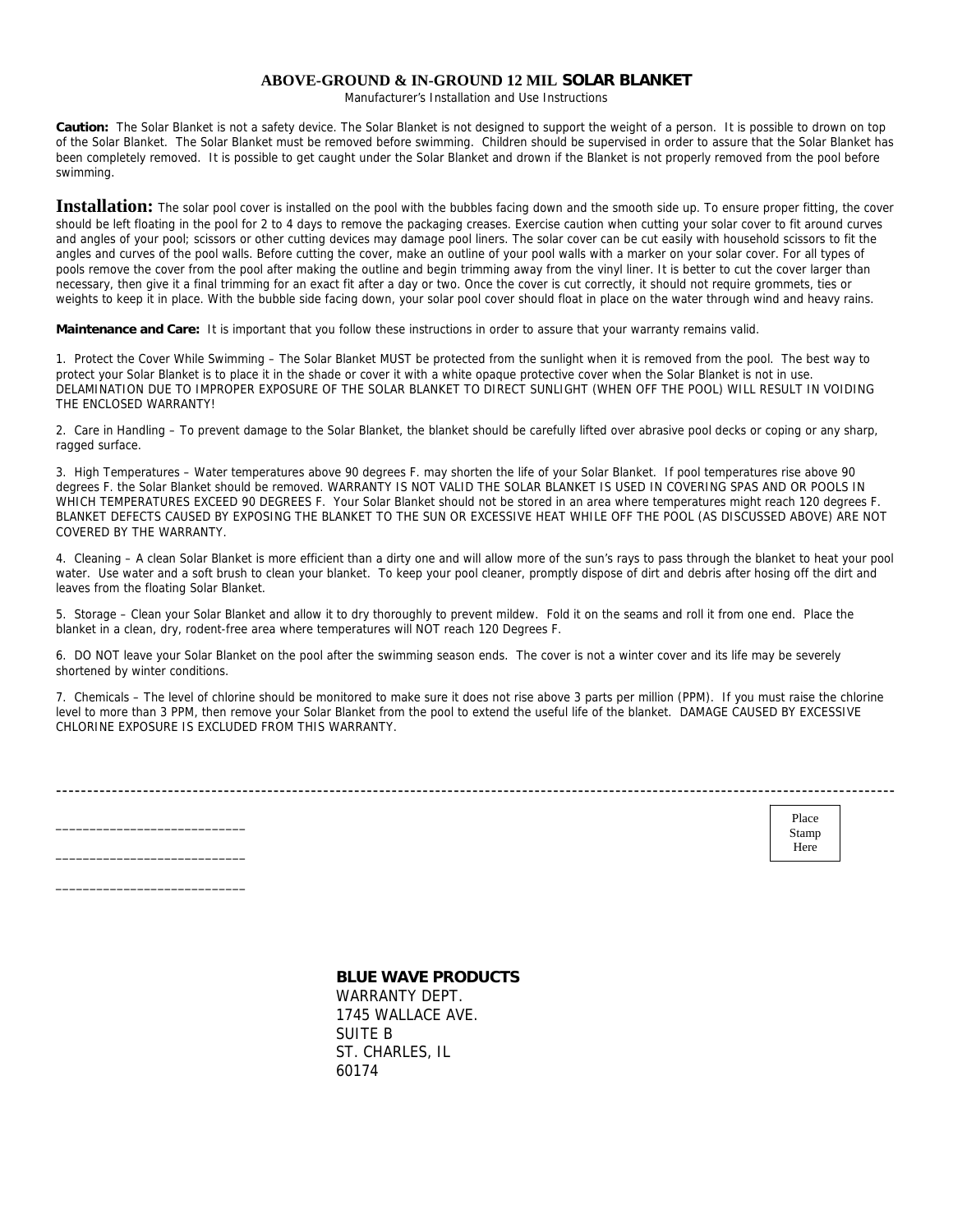## ABOVE-GROUND & IN-GROUND 12 MIL SOLAR BLANKET

Manufacturer's Installation and Use Instructions

**Caution:** The Solar Blanket is not a safety device. The Solar Blanket is not designed to support the weight of a person. It is possible to drown on top of the Solar Blanket. The Solar Blanket must be removed before swimming. Children should be supervised in order to assure that the Solar Blanket has been completely removed. It is possible to get caught under the Solar Blanket and drown if the Blanket is not properly removed from the pool before swimming.

**Installation:** The solar pool cover is installed on the pool with the bubbles facing down and the smooth side up. To ensure proper fitting, the cover should be left floating in the pool for 2 to 4 days to remove the packaging creases. Exercise caution when cutting your solar cover to fit around curves and angles of your pool; scissors or other cutting devices may damage pool liners. The solar cover can be cut easily with household scissors to fit the angles and curves of the pool walls. Before cutting the cover, make an outline of your pool walls with a marker on your solar cover. For all types of pools remove the cover from the pool after making the outline and begin trimming away from the vinyl liner. It is better to cut the cover larger than necessary, then give it a final trimming for an exact fit after a day or two. Once the cover is cut correctly, it should not require grommets, ties or weights to keep it in place. With the bubble side facing down, your solar pool cover should float in place on the water through wind and heavy rains.

**Maintenance and Care:** It is important that you follow these instructions in order to assure that your warranty remains valid.

1. Protect the Cover While Swimming – The Solar Blanket MUST be protected from the sunlight when it is removed from the pool. The best way to protect your Solar Blanket is to place it in the shade or cover it with a white opaque protective cover when the Solar Blanket is not in use. DELAMINATION DUE TO IMPROPER EXPOSURE OF THE SOLAR BLANKET TO DIRECT SUNLIGHT (WHEN OFF THE POOL) WILL RESULT IN VOIDING THE ENCLOSED WARRANTY!

2. Care in Handling – To prevent damage to the Solar Blanket, the blanket should be carefully lifted over abrasive pool decks or coping or any sharp, ragged surface.

3. High Temperatures – Water temperatures above 90 degrees F. may shorten the life of your Solar Blanket. If pool temperatures rise above 90 degrees F. the Solar Blanket should be removed. WARRANTY IS NOT VALID THE SOLAR BLANKET IS USED IN COVERING SPAS AND OR POOLS IN WHICH TEMPERATURES EXCEED 90 DEGREES F. Your Solar Blanket should not be stored in an area where temperatures might reach 120 degrees F. BLANKET DEFECTS CAUSED BY EXPOSING THE BLANKET TO THE SUN OR EXCESSIVE HEAT WHILE OFF THE POOL (AS DISCUSSED ABOVE) ARE NOT COVERED BY THE WARRANTY.

4. Cleaning – A clean Solar Blanket is more efficient than a dirty one and will allow more of the sun's rays to pass through the blanket to heat your pool water. Use water and a soft brush to clean your blanket. To keep your pool cleaner, promptly dispose of dirt and debris after hosing off the dirt and leaves from the floating Solar Blanket.

5. Storage – Clean your Solar Blanket and allow it to dry thoroughly to prevent mildew. Fold it on the seams and roll it from one end. Place the blanket in a clean, dry, rodent-free area where temperatures will NOT reach 120 Degrees F.

6. DO NOT leave your Solar Blanket on the pool after the swimming season ends. The cover is not a winter cover and its life may be severely shortened by winter conditions.

7. Chemicals – The level of chlorine should be monitored to make sure it does not rise above 3 parts per million (PPM). If you must raise the chlorine level to more than 3 PPM, then remove your Solar Blanket from the pool to extend the useful life of the blanket. DAMAGE CAUSED BY EXCESSIVE CHLORINE EXPOSURE IS EXCLUDED FROM THIS WARRANTY.

---

____________________________

____________________________

____________________________

Place Stamp Here

**BLUE WAVE PRODUCTS**
WARRANTY DEPT.
1745 WALLACE AVE.
SUITE B
ST. CHARLES, IL
60174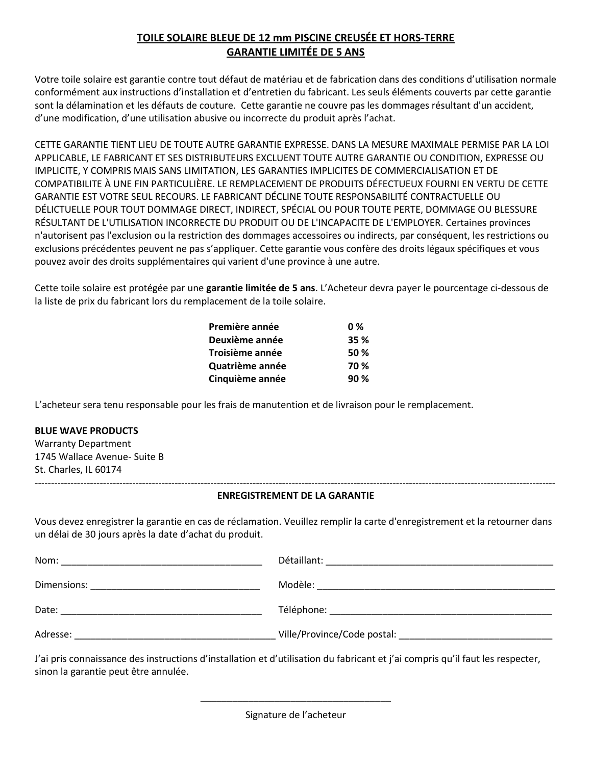# TOILE SOLAIRE BLEUE DE 12 mm PISCINE CREUSÉE ET HORS-TERRE
# GARANTIE LIMITÉE DE 5 ANS

Votre toile solaire est garantie contre tout défaut de matériau et de fabrication dans des conditions d'utilisation normale conformément aux instructions d'installation et d'entretien du fabricant. Les seuls éléments couverts par cette garantie sont la délamination et les défauts de couture. Cette garantie ne couvre pas les dommages résultant d'un accident, d'une modification, d'une utilisation abusive ou incorrecte du produit après l'achat.

CETTE GARANTIE TIENT LIEU DE TOUTE AUTRE GARANTIE EXPRESSE. DANS LA MESURE MAXIMALE PERMISE PAR LA LOI APPLICABLE, LE FABRICANT ET SES DISTRIBUTEURS EXCLUENT TOUTE AUTRE GARANTIE OU CONDITION, EXPRESSE OU IMPLICITE, Y COMPRIS MAIS SANS LIMITATION, LES GARANTIES IMPLICITES DE COMMERCIALISATION ET DE COMPATIBILITE À UNE FIN PARTICULIÈRE. LE REMPLACEMENT DE PRODUITS DÉFECTUEUX FOURNI EN VERTU DE CETTE GARANTIE EST VOTRE SEUL RECOURS. LE FABRICANT DÉCLINE TOUTE RESPONSABILITÉ CONTRACTUELLE OU DÉLICTUELLE POUR TOUT DOMMAGE DIRECT, INDIRECT, SPÉCIAL OU POUR TOUTE PERTE, DOMMAGE OU BLESSURE RÉSULTANT DE L'UTILISATION INCORRECTE DU PRODUIT OU DE L'INCAPACITE DE L'EMPLOYER. Certaines provinces n'autorisent pas l'exclusion ou la restriction des dommages accessoires ou indirects, par conséquent, les restrictions ou exclusions précédentes peuvent ne pas s'appliquer. Cette garantie vous confère des droits légaux spécifiques et vous pouvez avoir des droits supplémentaires qui varient d'une province à une autre.

Cette toile solaire est protégée par une **garantie limitée de 5 ans**. L'Acheteur devra payer le pourcentage ci-dessous de la liste de prix du fabricant lors du remplacement de la toile solaire.

| | |
|---|---|
| **Première année** | **0 %** |
| **Deuxième année** | **35 %** |
| **Troisième année** | **50 %** |
| **Quatrième année** | **70 %** |
| **Cinquième année** | **90 %** |

L'acheteur sera tenu responsable pour les frais de manutention et de livraison pour le remplacement.

**BLUE WAVE PRODUCTS**
Warranty Department
1745 Wallace Avenue- Suite B
St. Charles, IL 60174

---

## ENREGISTREMENT DE LA GARANTIE

Vous devez enregistrer la garantie en cas de réclamation. Veuillez remplir la carte d'enregistrement et la retourner dans un délai de 30 jours après la date d'achat du produit.

Nom: ______________________ Détaillant: ______________________

Dimensions: ______________________ Modèle: ______________________

Date: ______________________ Téléphone: ______________________

Adresse: ______________________ Ville/Province/Code postal: ______________________

J'ai pris connaissance des instructions d'installation et d'utilisation du fabricant et j'ai compris qu'il faut les respecter, sinon la garantie peut être annulée.

______________________

Signature de l'acheteur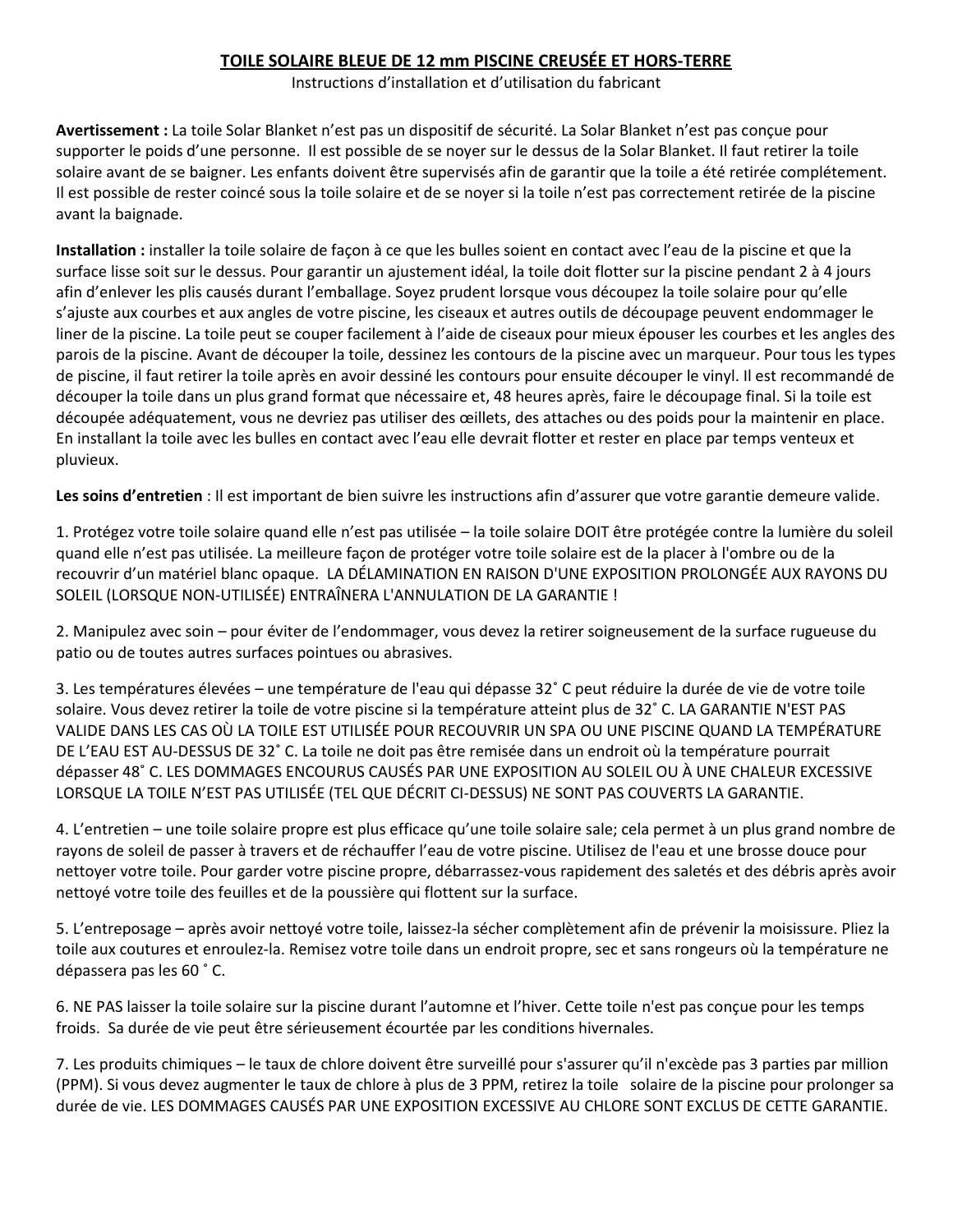# TOILE SOLAIRE BLEUE DE 12 mm PISCINE CREUSÉE ET HORS-TERRE

Instructions d'installation et d'utilisation du fabricant

**Avertissement :** La toile Solar Blanket n'est pas un dispositif de sécurité. La Solar Blanket n'est pas conçue pour supporter le poids d'une personne. Il est possible de se noyer sur le dessus de la Solar Blanket. Il faut retirer la toile solaire avant de se baigner. Les enfants doivent être supervisés afin de garantir que la toile a été retirée complétement. Il est possible de rester coincé sous la toile solaire et de se noyer si la toile n'est pas correctement retirée de la piscine avant la baignade.

**Installation :** installer la toile solaire de façon à ce que les bulles soient en contact avec l'eau de la piscine et que la surface lisse soit sur le dessus. Pour garantir un ajustement idéal, la toile doit flotter sur la piscine pendant 2 à 4 jours afin d'enlever les plis causés durant l'emballage. Soyez prudent lorsque vous découpez la toile solaire pour qu'elle s'ajuste aux courbes et aux angles de votre piscine, les ciseaux et autres outils de découpage peuvent endommager le liner de la piscine. La toile peut se couper facilement à l'aide de ciseaux pour mieux épouser les courbes et les angles des parois de la piscine. Avant de découper la toile, dessinez les contours de la piscine avec un marqueur. Pour tous les types de piscine, il faut retirer la toile après en avoir dessiné les contours pour ensuite découper le vinyl. Il est recommandé de découper la toile dans un plus grand format que nécessaire et, 48 heures après, faire le découpage final. Si la toile est découpée adéquatement, vous ne devriez pas utiliser des œillets, des attaches ou des poids pour la maintenir en place. En installant la toile avec les bulles en contact avec l'eau elle devrait flotter et rester en place par temps venteux et pluvieux.

**Les soins d'entretien** : Il est important de bien suivre les instructions afin d'assurer que votre garantie demeure valide.

1. Protégez votre toile solaire quand elle n'est pas utilisée – la toile solaire DOIT être protégée contre la lumière du soleil quand elle n'est pas utilisée. La meilleure façon de protéger votre toile solaire est de la placer à l'ombre ou de la recouvrir d'un matériel blanc opaque. LA DÉLAMINATION EN RAISON D'UNE EXPOSITION PROLONGÉE AUX RAYONS DU SOLEIL (LORSQUE NON-UTILISÉE) ENTRAÎNERA L'ANNULATION DE LA GARANTIE !

2. Manipulez avec soin – pour éviter de l'endommager, vous devez la retirer soigneusement de la surface rugueuse du patio ou de toutes autres surfaces pointues ou abrasives.

3. Les températures élevées – une température de l'eau qui dépasse 32˚ C peut réduire la durée de vie de votre toile solaire. Vous devez retirer la toile de votre piscine si la température atteint plus de 32˚ C. LA GARANTIE N'EST PAS VALIDE DANS LES CAS OÙ LA TOILE EST UTILISÉE POUR RECOUVRIR UN SPA OU UNE PISCINE QUAND LA TEMPÉRATURE DE L'EAU EST AU-DESSUS DE 32˚ C. La toile ne doit pas être remisée dans un endroit où la température pourrait dépasser 48˚ C. LES DOMMAGES ENCOURUS CAUSÉS PAR UNE EXPOSITION AU SOLEIL OU À UNE CHALEUR EXCESSIVE LORSQUE LA TOILE N'EST PAS UTILISÉE (TEL QUE DÉCRIT CI-DESSUS) NE SONT PAS COUVERTS LA GARANTIE.

4. L'entretien – une toile solaire propre est plus efficace qu'une toile solaire sale; cela permet à un plus grand nombre de rayons de soleil de passer à travers et de réchauffer l'eau de votre piscine. Utilisez de l'eau et une brosse douce pour nettoyer votre toile. Pour garder votre piscine propre, débarrassez-vous rapidement des saletés et des débris après avoir nettoyé votre toile des feuilles et de la poussière qui flottent sur la surface.

5. L'entreposage – après avoir nettoyé votre toile, laissez-la sécher complètement afin de prévenir la moisissure. Pliez la toile aux coutures et enroulez-la. Remisez votre toile dans un endroit propre, sec et sans rongeurs où la température ne dépassera pas les 60 ˚ C.

6. NE PAS laisser la toile solaire sur la piscine durant l'automne et l'hiver. Cette toile n'est pas conçue pour les temps froids. Sa durée de vie peut être sérieusement écourtée par les conditions hivernales.

7. Les produits chimiques – le taux de chlore doivent être surveillé pour s'assurer qu'il n'excède pas 3 parties par million (PPM). Si vous devez augmenter le taux de chlore à plus de 3 PPM, retirez la toile solaire de la piscine pour prolonger sa durée de vie. LES DOMMAGES CAUSÉS PAR UNE EXPOSITION EXCESSIVE AU CHLORE SONT EXCLUS DE CETTE GARANTIE.